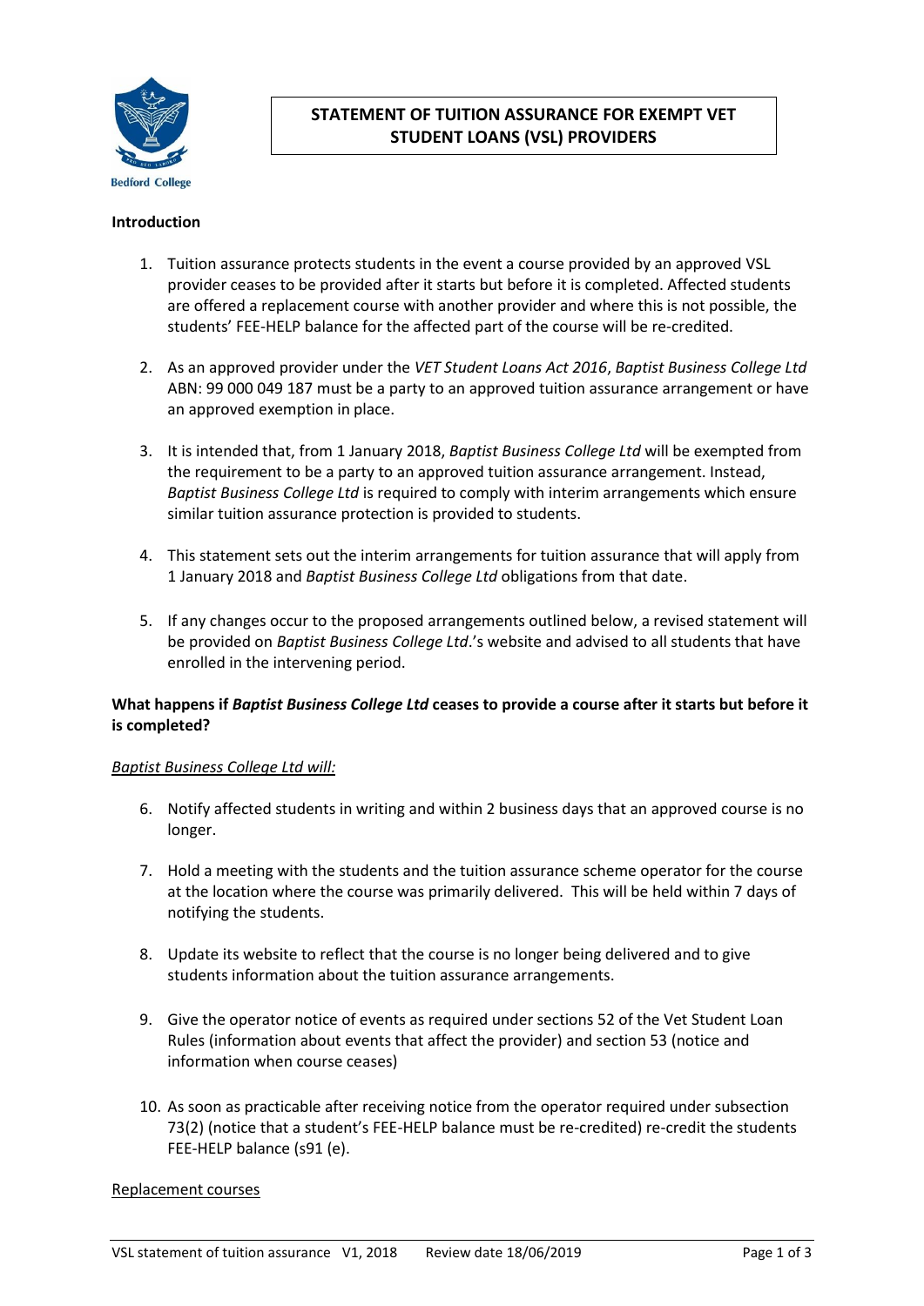Bedford College

# STATEMENT OF TUITION ASSURANCE FOR EXEMPT VET STUDENT LOANS (VSL) PROVIDERS

**Introduction**

1. Tuition assurance protects students in the event a course provided by an approved VSL provider ceases to be provided after it starts but before it is completed. Affected students are offered a replacement course with another provider and where this is not possible, the students' FEE-HELP balance for the affected part of the course will be re-credited.

2. As an approved provider under the *VET Student Loans Act 2016*, *Baptist Business College Ltd* ABN: 99 000 049 187 must be a party to an approved tuition assurance arrangement or have an approved exemption in place.

3. It is intended that, from 1 January 2018, *Baptist Business College Ltd* will be exempted from the requirement to be a party to an approved tuition assurance arrangement. Instead, *Baptist Business College Ltd* is required to comply with interim arrangements which ensure similar tuition assurance protection is provided to students.

4. This statement sets out the interim arrangements for tuition assurance that will apply from 1 January 2018 and *Baptist Business College Ltd* obligations from that date.

5. If any changes occur to the proposed arrangements outlined below, a revised statement will be provided on *Baptist Business College Ltd*.'s website and advised to all students that have enrolled in the intervening period.

**What happens if *Baptist Business College Ltd* ceases to provide a course after it starts but before it is completed?**

*Baptist Business College Ltd will:*

6. Notify affected students in writing and within 2 business days that an approved course is no longer.

7. Hold a meeting with the students and the tuition assurance scheme operator for the course at the location where the course was primarily delivered. This will be held within 7 days of notifying the students.

8. Update its website to reflect that the course is no longer being delivered and to give students information about the tuition assurance arrangements.

9. Give the operator notice of events as required under sections 52 of the Vet Student Loan Rules (information about events that affect the provider) and section 53 (notice and information when course ceases)

10. As soon as practicable after receiving notice from the operator required under subsection 73(2) (notice that a student's FEE-HELP balance must be re-credited) re-credit the students FEE-HELP balance (s91 (e).

Replacement courses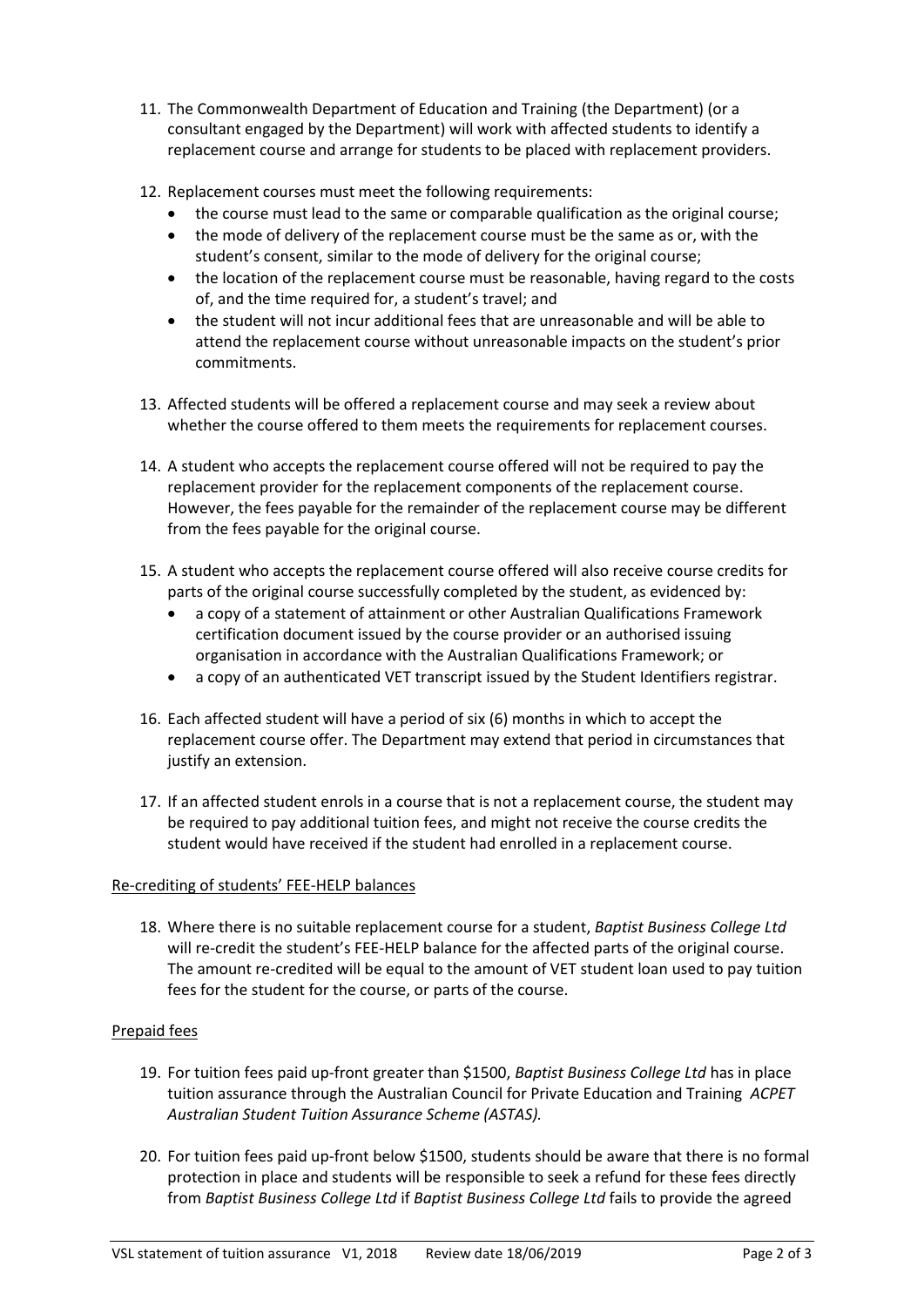11. The Commonwealth Department of Education and Training (the Department) (or a consultant engaged by the Department) will work with affected students to identify a replacement course and arrange for students to be placed with replacement providers.

12. Replacement courses must meet the following requirements:
    - the course must lead to the same or comparable qualification as the original course;
    - the mode of delivery of the replacement course must be the same as or, with the student's consent, similar to the mode of delivery for the original course;
    - the location of the replacement course must be reasonable, having regard to the costs of, and the time required for, a student's travel; and
    - the student will not incur additional fees that are unreasonable and will be able to attend the replacement course without unreasonable impacts on the student's prior commitments.

13. Affected students will be offered a replacement course and may seek a review about whether the course offered to them meets the requirements for replacement courses.

14. A student who accepts the replacement course offered will not be required to pay the replacement provider for the replacement components of the replacement course. However, the fees payable for the remainder of the replacement course may be different from the fees payable for the original course.

15. A student who accepts the replacement course offered will also receive course credits for parts of the original course successfully completed by the student, as evidenced by:
    - a copy of a statement of attainment or other Australian Qualifications Framework certification document issued by the course provider or an authorised issuing organisation in accordance with the Australian Qualifications Framework; or
    - a copy of an authenticated VET transcript issued by the Student Identifiers registrar.

16. Each affected student will have a period of six (6) months in which to accept the replacement course offer. The Department may extend that period in circumstances that justify an extension.

17. If an affected student enrols in a course that is not a replacement course, the student may be required to pay additional tuition fees, and might not receive the course credits the student would have received if the student had enrolled in a replacement course.

Re-crediting of students' FEE-HELP balances

18. Where there is no suitable replacement course for a student, *Baptist Business College Ltd* will re-credit the student's FEE-HELP balance for the affected parts of the original course. The amount re-credited will be equal to the amount of VET student loan used to pay tuition fees for the student for the course, or parts of the course.

Prepaid fees

19. For tuition fees paid up-front greater than $1500, *Baptist Business College Ltd* has in place tuition assurance through the Australian Council for Private Education and Training *ACPET Australian Student Tuition Assurance Scheme (ASTAS).*

20. For tuition fees paid up-front below $1500, students should be aware that there is no formal protection in place and students will be responsible to seek a refund for these fees directly from *Baptist Business College Ltd* if *Baptist Business College Ltd* fails to provide the agreed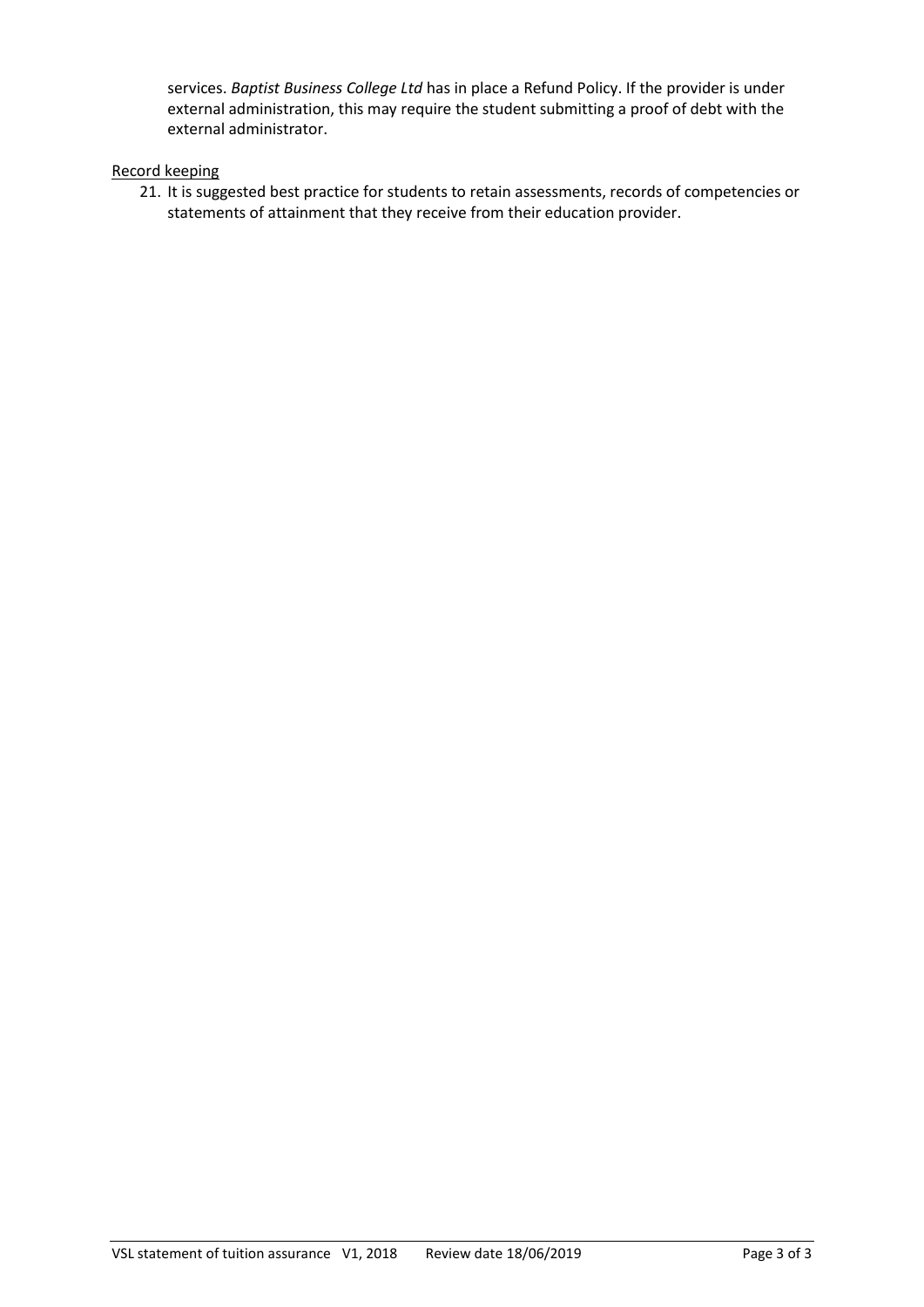services. *Baptist Business College Ltd* has in place a Refund Policy. If the provider is under external administration, this may require the student submitting a proof of debt with the external administrator.

Record keeping

21. It is suggested best practice for students to retain assessments, records of competencies or statements of attainment that they receive from their education provider.